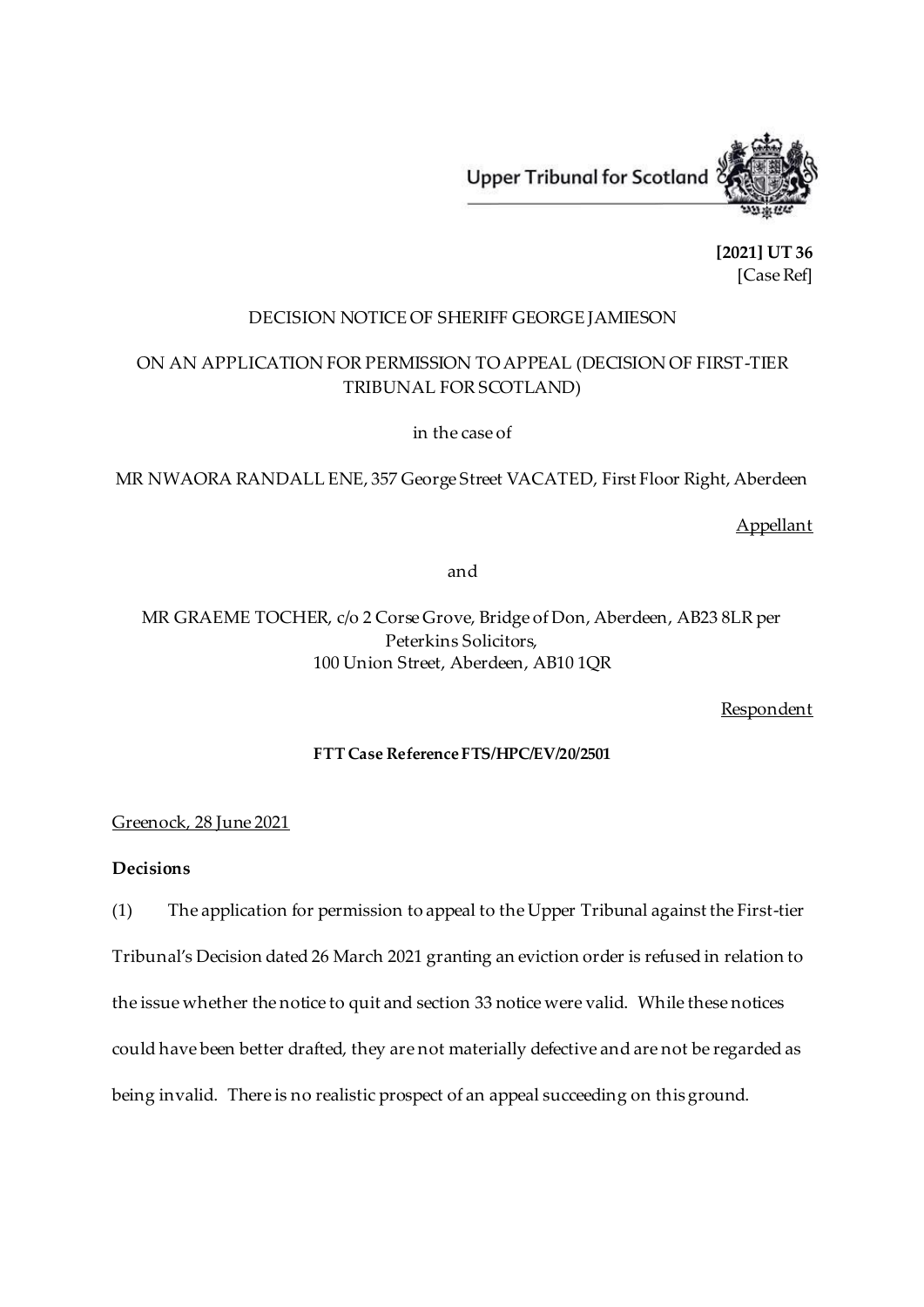Upper Tribunal for Scotland

**[2021] UT 36**
[Case Ref]

DECISION NOTICE OF SHERIFF GEORGE JAMIESON

ON AN APPLICATION FOR PERMISSION TO APPEAL (DECISION OF FIRST-TIER TRIBUNAL FOR SCOTLAND)

in the case of

MR NWAORA RANDALL ENE, 357 George Street VACATED, First Floor Right, Aberdeen

Appellant

and

MR GRAEME TOCHER, c/o 2 Corse Grove, Bridge of Don, Aberdeen, AB23 8LR per Peterkins Solicitors,
100 Union Street, Aberdeen, AB10 1QR

Respondent

**FTT Case Reference FTS/HPC/EV/20/2501**

Greenock, 28 June 2021

**Decisions**

(1) The application for permission to appeal to the Upper Tribunal against the First-tier Tribunal's Decision dated 26 March 2021 granting an eviction order is refused in relation to the issue whether the notice to quit and section 33 notice were valid. While these notices could have been better drafted, they are not materially defective and are not be regarded as being invalid. There is no realistic prospect of an appeal succeeding on this ground.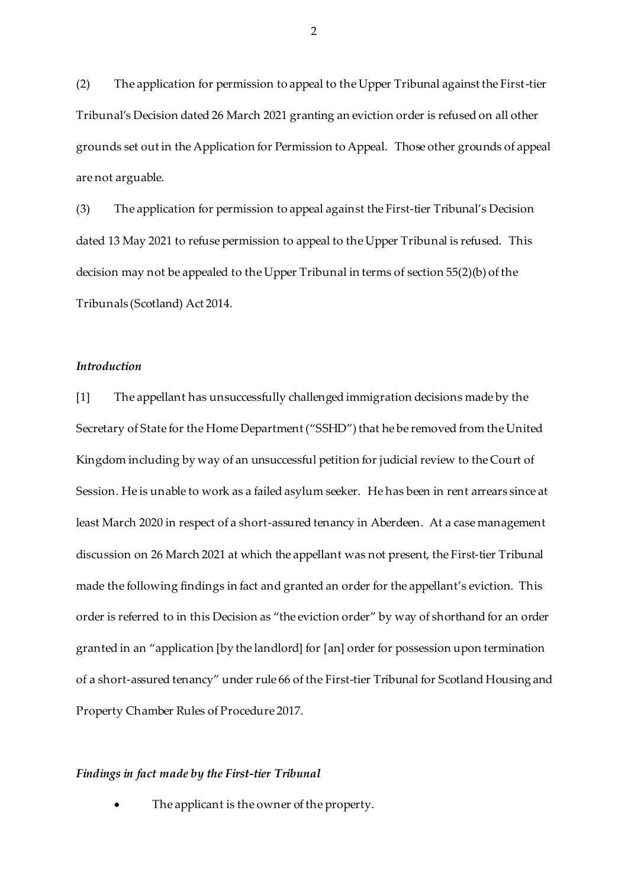(2) The application for permission to appeal to the Upper Tribunal against the First-tier Tribunal's Decision dated 26 March 2021 granting an eviction order is refused on all other grounds set out in the Application for Permission to Appeal. Those other grounds of appeal are not arguable.

(3) The application for permission to appeal against the First-tier Tribunal's Decision dated 13 May 2021 to refuse permission to appeal to the Upper Tribunal is refused. This decision may not be appealed to the Upper Tribunal in terms of section 55(2)(b) of the Tribunals (Scotland) Act 2014.

*Introduction*

[1] The appellant has unsuccessfully challenged immigration decisions made by the Secretary of State for the Home Department ("SSHD") that he be removed from the United Kingdom including by way of an unsuccessful petition for judicial review to the Court of Session. He is unable to work as a failed asylum seeker. He has been in rent arrears since at least March 2020 in respect of a short-assured tenancy in Aberdeen. At a case management discussion on 26 March 2021 at which the appellant was not present, the First-tier Tribunal made the following findings in fact and granted an order for the appellant's eviction. This order is referred to in this Decision as "the eviction order" by way of shorthand for an order granted in an "application [by the landlord] for [an] order for possession upon termination of a short-assured tenancy" under rule 66 of the First-tier Tribunal for Scotland Housing and Property Chamber Rules of Procedure 2017.

*Findings in fact made by the First-tier Tribunal*

- The applicant is the owner of the property.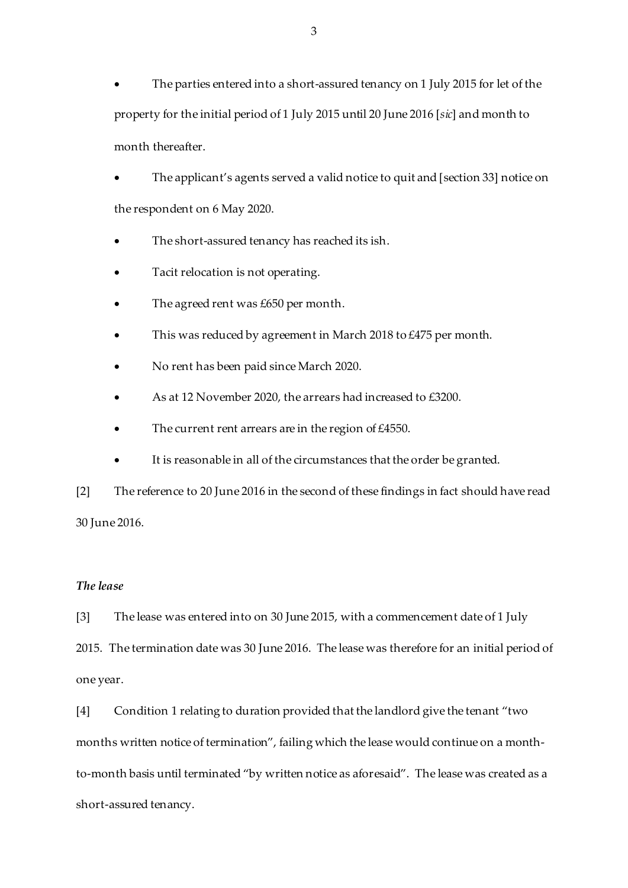- The parties entered into a short-assured tenancy on 1 July 2015 for let of the property for the initial period of 1 July 2015 until 20 June 2016 [*sic*] and month to month thereafter.
- The applicant's agents served a valid notice to quit and [section 33] notice on the respondent on 6 May 2020.
- The short-assured tenancy has reached its ish.
- Tacit relocation is not operating.
- The agreed rent was £650 per month.
- This was reduced by agreement in March 2018 to £475 per month.
- No rent has been paid since March 2020.
- As at 12 November 2020, the arrears had increased to £3200.
- The current rent arrears are in the region of £4550.
- It is reasonable in all of the circumstances that the order be granted.

[2] The reference to 20 June 2016 in the second of these findings in fact should have read 30 June 2016.

***The lease***

[3] The lease was entered into on 30 June 2015, with a commencement date of 1 July 2015. The termination date was 30 June 2016. The lease was therefore for an initial period of one year.

[4] Condition 1 relating to duration provided that the landlord give the tenant "two months written notice of termination", failing which the lease would continue on a month-to-month basis until terminated "by written notice as aforesaid". The lease was created as a short-assured tenancy.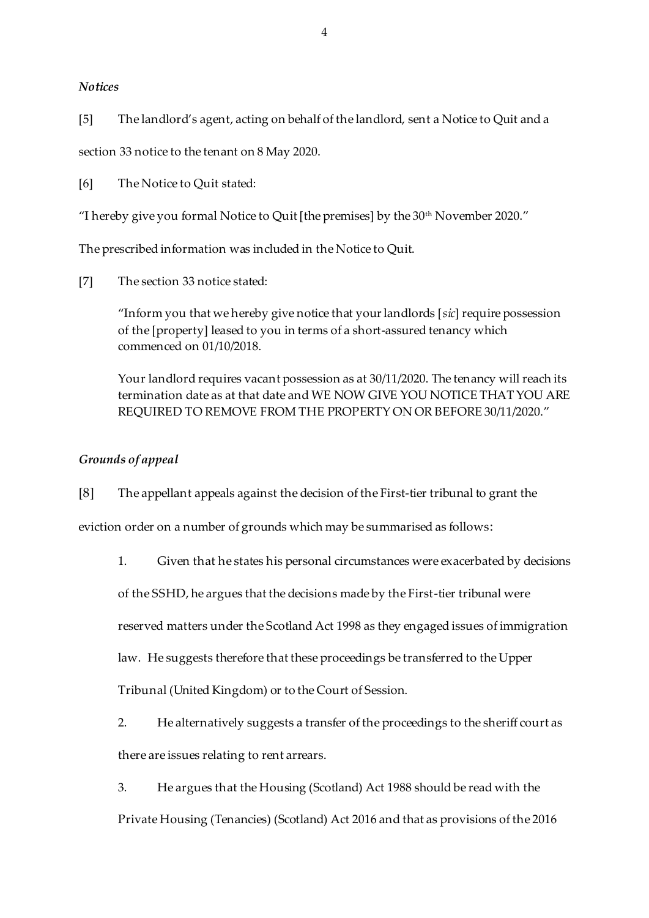*Notices*

[5] The landlord's agent, acting on behalf of the landlord, sent a Notice to Quit and a section 33 notice to the tenant on 8 May 2020.

[6] The Notice to Quit stated:

"I hereby give you formal Notice to Quit [the premises] by the 30th November 2020."

The prescribed information was included in the Notice to Quit.

[7] The section 33 notice stated:

> "Inform you that we hereby give notice that your landlords [*sic*] require possession of the [property] leased to you in terms of a short-assured tenancy which commenced on 01/10/2018.
>
> Your landlord requires vacant possession as at 30/11/2020. The tenancy will reach its termination date as at that date and WE NOW GIVE YOU NOTICE THAT YOU ARE REQUIRED TO REMOVE FROM THE PROPERTY ON OR BEFORE 30/11/2020."

*Grounds of appeal*

[8] The appellant appeals against the decision of the First-tier tribunal to grant the eviction order on a number of grounds which may be summarised as follows:

1. Given that he states his personal circumstances were exacerbated by decisions of the SSHD, he argues that the decisions made by the First-tier tribunal were reserved matters under the Scotland Act 1998 as they engaged issues of immigration law. He suggests therefore that these proceedings be transferred to the Upper Tribunal (United Kingdom) or to the Court of Session.

2. He alternatively suggests a transfer of the proceedings to the sheriff court as there are issues relating to rent arrears.

3. He argues that the Housing (Scotland) Act 1988 should be read with the Private Housing (Tenancies) (Scotland) Act 2016 and that as provisions of the 2016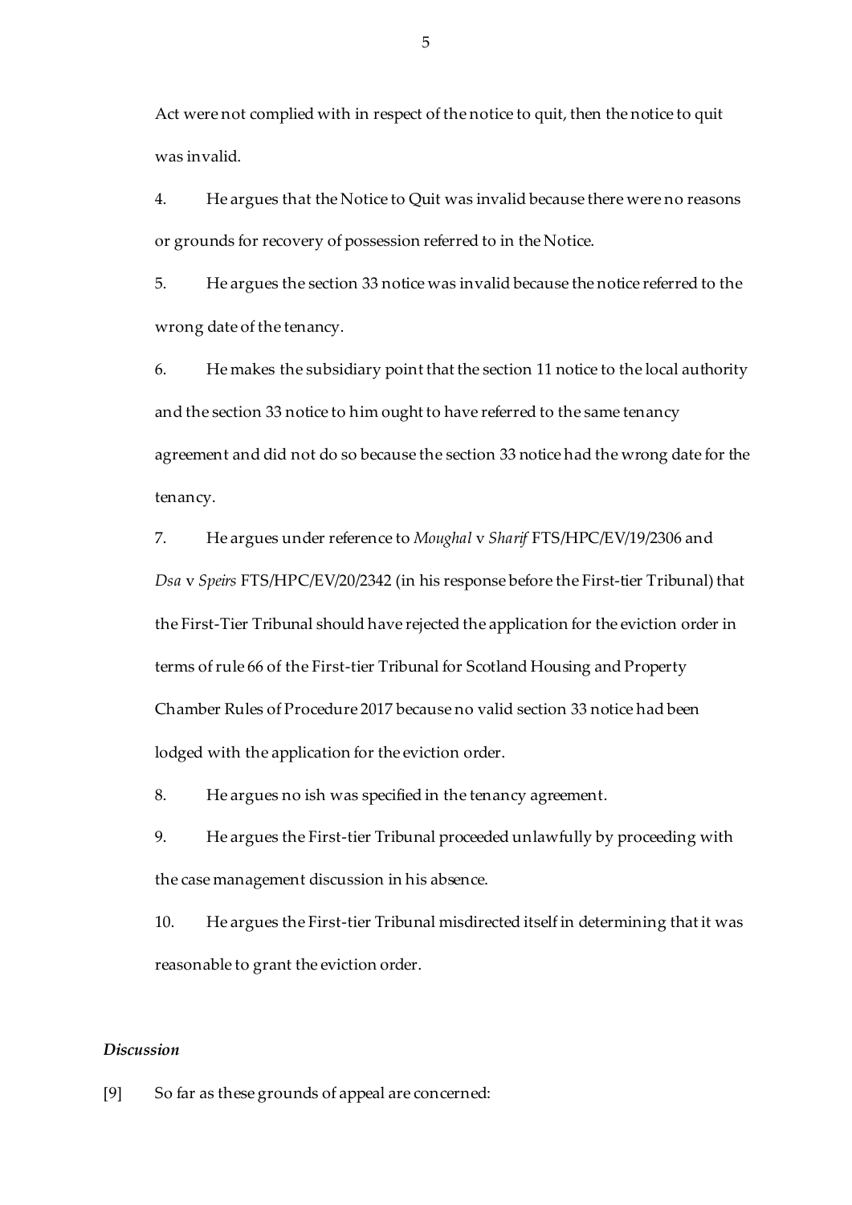Act were not complied with in respect of the notice to quit, then the notice to quit was invalid.

4. He argues that the Notice to Quit was invalid because there were no reasons or grounds for recovery of possession referred to in the Notice.

5. He argues the section 33 notice was invalid because the notice referred to the wrong date of the tenancy.

6. He makes the subsidiary point that the section 11 notice to the local authority and the section 33 notice to him ought to have referred to the same tenancy agreement and did not do so because the section 33 notice had the wrong date for the tenancy.

7. He argues under reference to *Moughal* v *Sharif* FTS/HPC/EV/19/2306 and *Dsa* v *Speirs* FTS/HPC/EV/20/2342 (in his response before the First-tier Tribunal) that the First-Tier Tribunal should have rejected the application for the eviction order in terms of rule 66 of the First-tier Tribunal for Scotland Housing and Property Chamber Rules of Procedure 2017 because no valid section 33 notice had been lodged with the application for the eviction order.

8. He argues no ish was specified in the tenancy agreement.

9. He argues the First-tier Tribunal proceeded unlawfully by proceeding with the case management discussion in his absence.

10. He argues the First-tier Tribunal misdirected itself in determining that it was reasonable to grant the eviction order.

### *Discussion*

[9] So far as these grounds of appeal are concerned: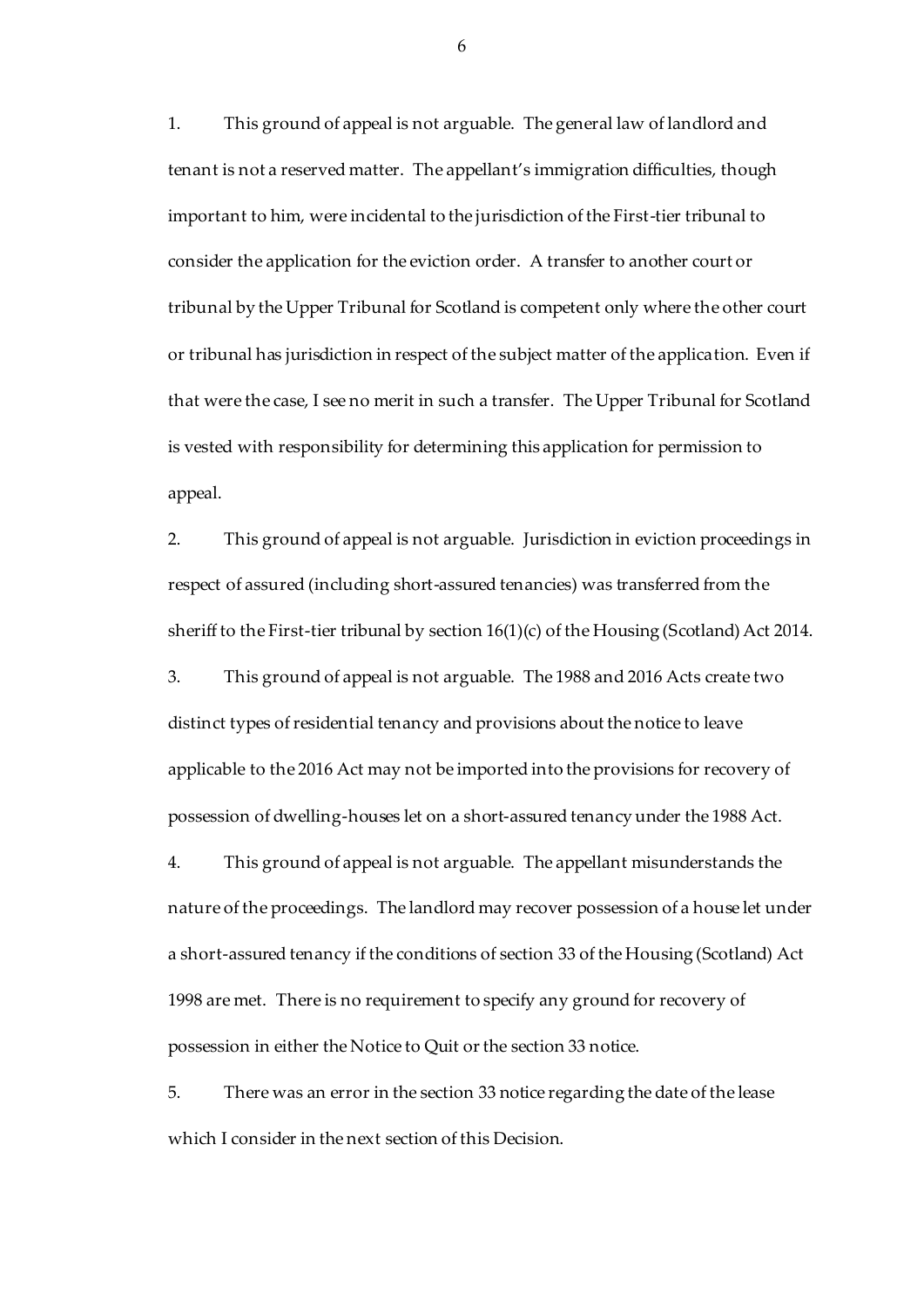1. This ground of appeal is not arguable. The general law of landlord and tenant is not a reserved matter. The appellant's immigration difficulties, though important to him, were incidental to the jurisdiction of the First-tier tribunal to consider the application for the eviction order. A transfer to another court or tribunal by the Upper Tribunal for Scotland is competent only where the other court or tribunal has jurisdiction in respect of the subject matter of the application. Even if that were the case, I see no merit in such a transfer. The Upper Tribunal for Scotland is vested with responsibility for determining this application for permission to appeal.

2. This ground of appeal is not arguable. Jurisdiction in eviction proceedings in respect of assured (including short-assured tenancies) was transferred from the sheriff to the First-tier tribunal by section 16(1)(c) of the Housing (Scotland) Act 2014.

3. This ground of appeal is not arguable. The 1988 and 2016 Acts create two distinct types of residential tenancy and provisions about the notice to leave applicable to the 2016 Act may not be imported into the provisions for recovery of possession of dwelling-houses let on a short-assured tenancy under the 1988 Act.

4. This ground of appeal is not arguable. The appellant misunderstands the nature of the proceedings. The landlord may recover possession of a house let under a short-assured tenancy if the conditions of section 33 of the Housing (Scotland) Act 1998 are met. There is no requirement to specify any ground for recovery of possession in either the Notice to Quit or the section 33 notice.

5. There was an error in the section 33 notice regarding the date of the lease which I consider in the next section of this Decision.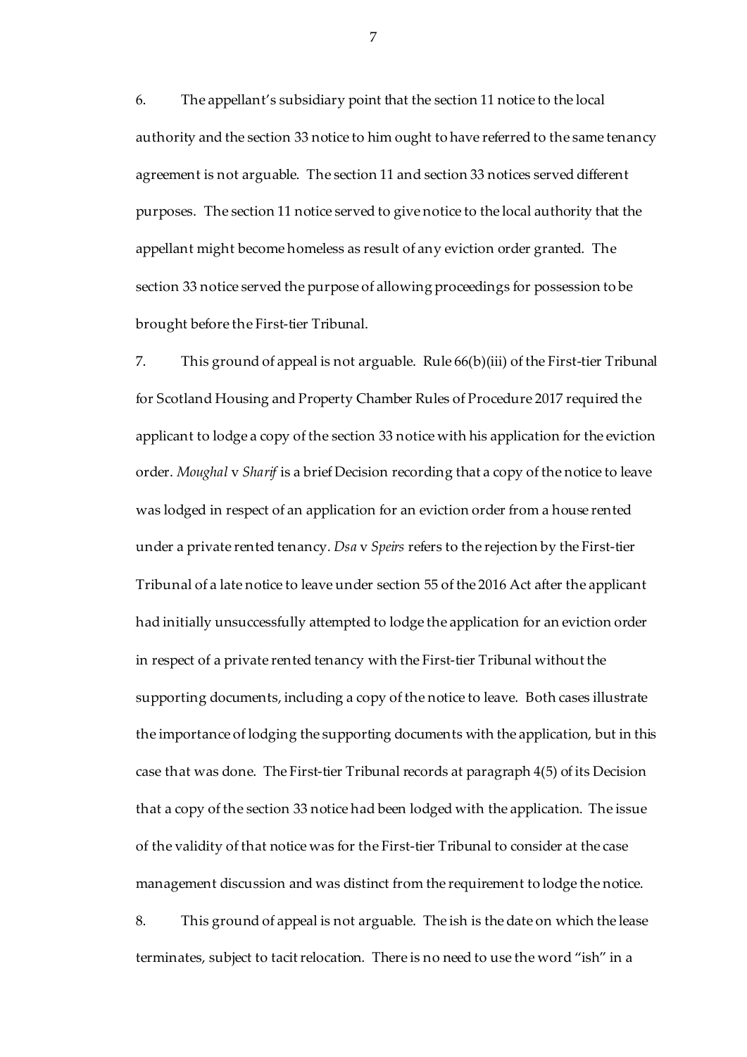6. The appellant's subsidiary point that the section 11 notice to the local authority and the section 33 notice to him ought to have referred to the same tenancy agreement is not arguable. The section 11 and section 33 notices served different purposes. The section 11 notice served to give notice to the local authority that the appellant might become homeless as result of any eviction order granted. The section 33 notice served the purpose of allowing proceedings for possession to be brought before the First-tier Tribunal.

7. This ground of appeal is not arguable. Rule 66(b)(iii) of the First-tier Tribunal for Scotland Housing and Property Chamber Rules of Procedure 2017 required the applicant to lodge a copy of the section 33 notice with his application for the eviction order. *Moughal* v *Sharif* is a brief Decision recording that a copy of the notice to leave was lodged in respect of an application for an eviction order from a house rented under a private rented tenancy. *Dsa* v *Speirs* refers to the rejection by the First-tier Tribunal of a late notice to leave under section 55 of the 2016 Act after the applicant had initially unsuccessfully attempted to lodge the application for an eviction order in respect of a private rented tenancy with the First-tier Tribunal without the supporting documents, including a copy of the notice to leave. Both cases illustrate the importance of lodging the supporting documents with the application, but in this case that was done. The First-tier Tribunal records at paragraph 4(5) of its Decision that a copy of the section 33 notice had been lodged with the application. The issue of the validity of that notice was for the First-tier Tribunal to consider at the case management discussion and was distinct from the requirement to lodge the notice.

8. This ground of appeal is not arguable. The ish is the date on which the lease terminates, subject to tacit relocation. There is no need to use the word "ish" in a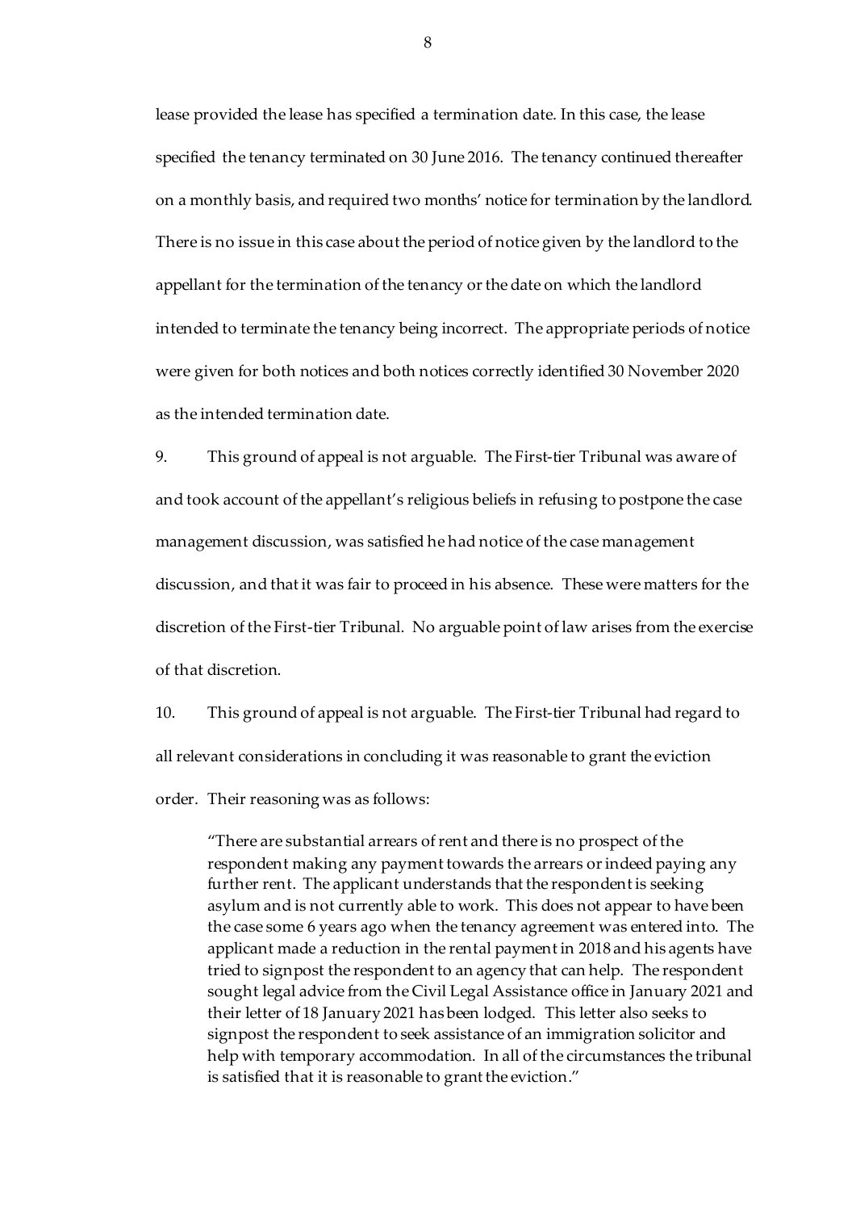lease provided the lease has specified a termination date. In this case, the lease specified the tenancy terminated on 30 June 2016. The tenancy continued thereafter on a monthly basis, and required two months' notice for termination by the landlord. There is no issue in this case about the period of notice given by the landlord to the appellant for the termination of the tenancy or the date on which the landlord intended to terminate the tenancy being incorrect. The appropriate periods of notice were given for both notices and both notices correctly identified 30 November 2020 as the intended termination date.

9. This ground of appeal is not arguable. The First-tier Tribunal was aware of and took account of the appellant's religious beliefs in refusing to postpone the case management discussion, was satisfied he had notice of the case management discussion, and that it was fair to proceed in his absence. These were matters for the discretion of the First-tier Tribunal. No arguable point of law arises from the exercise of that discretion.

10. This ground of appeal is not arguable. The First-tier Tribunal had regard to all relevant considerations in concluding it was reasonable to grant the eviction order. Their reasoning was as follows:

> "There are substantial arrears of rent and there is no prospect of the respondent making any payment towards the arrears or indeed paying any further rent. The applicant understands that the respondent is seeking asylum and is not currently able to work. This does not appear to have been the case some 6 years ago when the tenancy agreement was entered into. The applicant made a reduction in the rental payment in 2018 and his agents have tried to signpost the respondent to an agency that can help. The respondent sought legal advice from the Civil Legal Assistance office in January 2021 and their letter of 18 January 2021 has been lodged. This letter also seeks to signpost the respondent to seek assistance of an immigration solicitor and help with temporary accommodation. In all of the circumstances the tribunal is satisfied that it is reasonable to grant the eviction."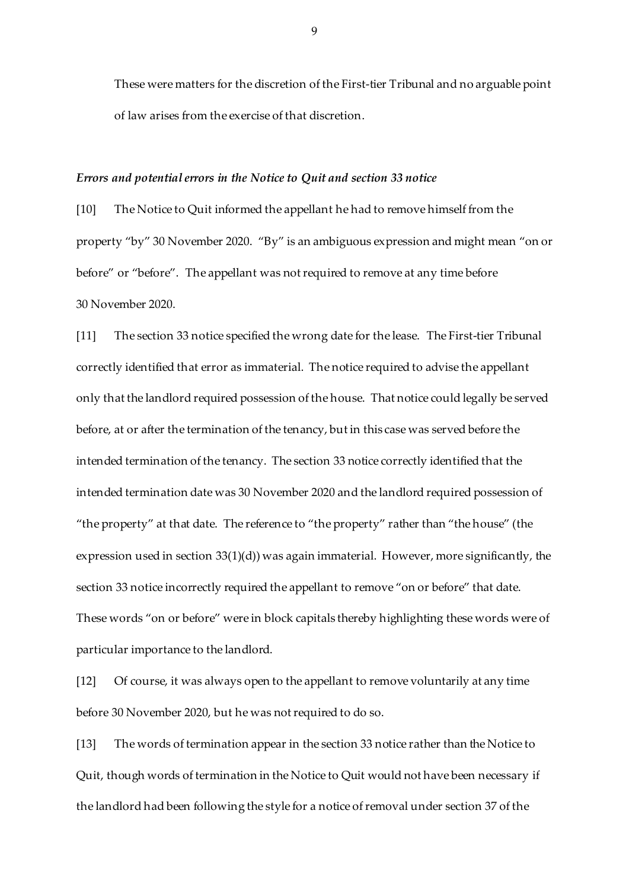These were matters for the discretion of the First-tier Tribunal and no arguable point of law arises from the exercise of that discretion.

***Errors and potential errors in the Notice to Quit and section 33 notice***

[10] The Notice to Quit informed the appellant he had to remove himself from the property "by" 30 November 2020. "By" is an ambiguous expression and might mean "on or before" or "before". The appellant was not required to remove at any time before 30 November 2020.

[11] The section 33 notice specified the wrong date for the lease. The First-tier Tribunal correctly identified that error as immaterial. The notice required to advise the appellant only that the landlord required possession of the house. That notice could legally be served before, at or after the termination of the tenancy, but in this case was served before the intended termination of the tenancy. The section 33 notice correctly identified that the intended termination date was 30 November 2020 and the landlord required possession of "the property" at that date. The reference to "the property" rather than "the house" (the expression used in section 33(1)(d)) was again immaterial. However, more significantly, the section 33 notice incorrectly required the appellant to remove "on or before" that date. These words "on or before" were in block capitals thereby highlighting these words were of particular importance to the landlord.

[12] Of course, it was always open to the appellant to remove voluntarily at any time before 30 November 2020, but he was not required to do so.

[13] The words of termination appear in the section 33 notice rather than the Notice to Quit, though words of termination in the Notice to Quit would not have been necessary if the landlord had been following the style for a notice of removal under section 37 of the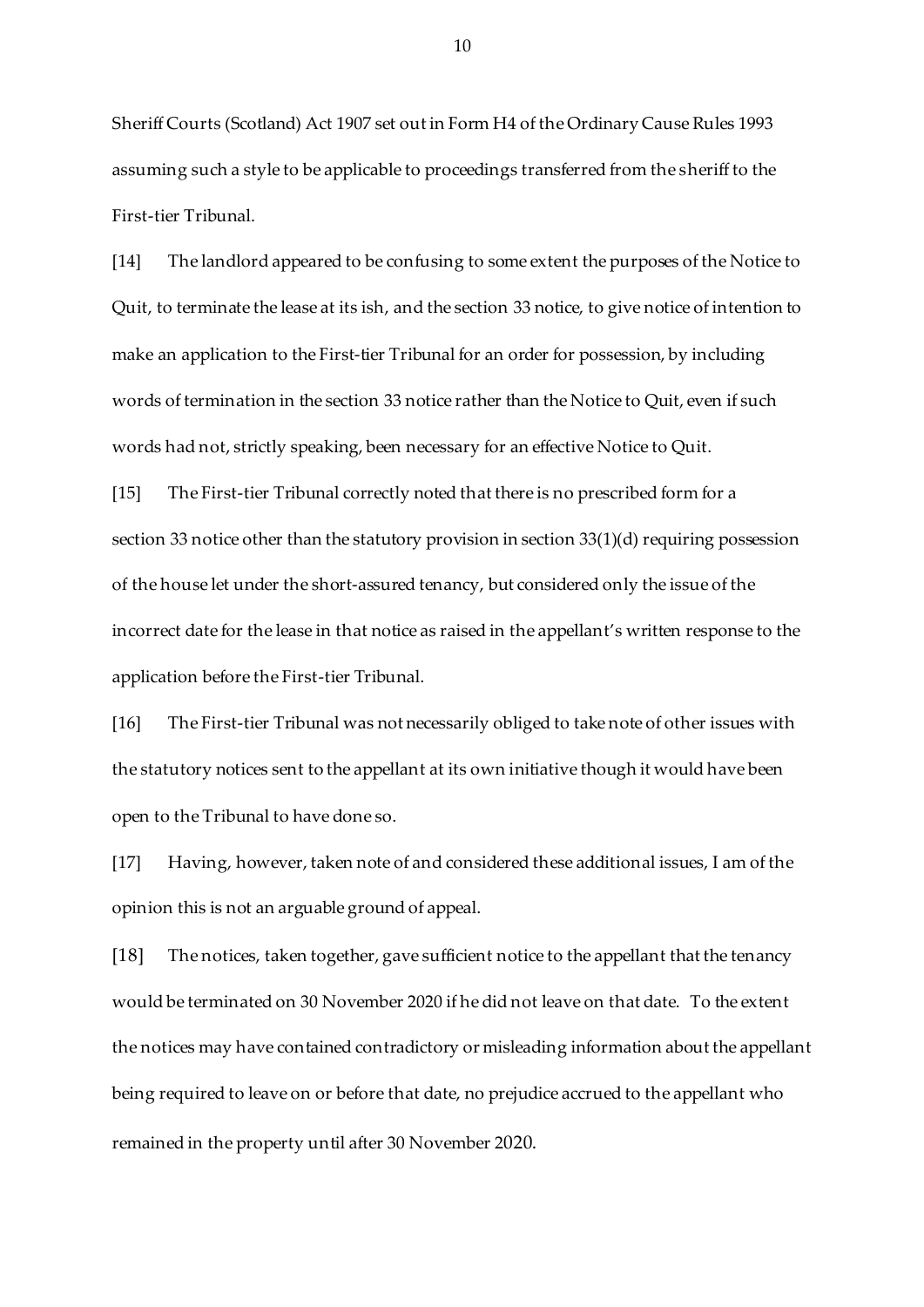Sheriff Courts (Scotland) Act 1907 set out in Form H4 of the Ordinary Cause Rules 1993 assuming such a style to be applicable to proceedings transferred from the sheriff to the First-tier Tribunal.

[14] The landlord appeared to be confusing to some extent the purposes of the Notice to Quit, to terminate the lease at its ish, and the section 33 notice, to give notice of intention to make an application to the First-tier Tribunal for an order for possession, by including words of termination in the section 33 notice rather than the Notice to Quit, even if such words had not, strictly speaking, been necessary for an effective Notice to Quit.

[15] The First-tier Tribunal correctly noted that there is no prescribed form for a section 33 notice other than the statutory provision in section 33(1)(d) requiring possession of the house let under the short-assured tenancy, but considered only the issue of the incorrect date for the lease in that notice as raised in the appellant's written response to the application before the First-tier Tribunal.

[16] The First-tier Tribunal was not necessarily obliged to take note of other issues with the statutory notices sent to the appellant at its own initiative though it would have been open to the Tribunal to have done so.

[17] Having, however, taken note of and considered these additional issues, I am of the opinion this is not an arguable ground of appeal.

[18] The notices, taken together, gave sufficient notice to the appellant that the tenancy would be terminated on 30 November 2020 if he did not leave on that date. To the extent the notices may have contained contradictory or misleading information about the appellant being required to leave on or before that date, no prejudice accrued to the appellant who remained in the property until after 30 November 2020.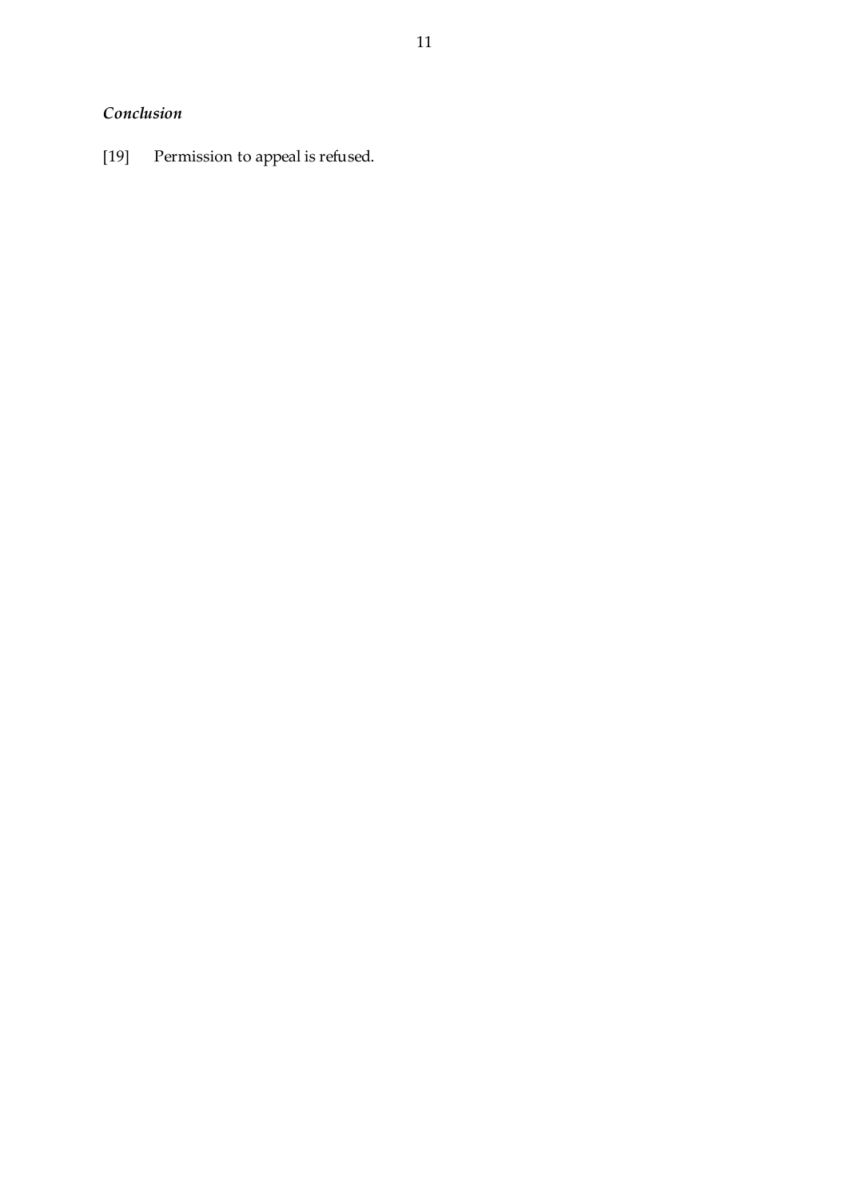*Conclusion*

[19] Permission to appeal is refused.